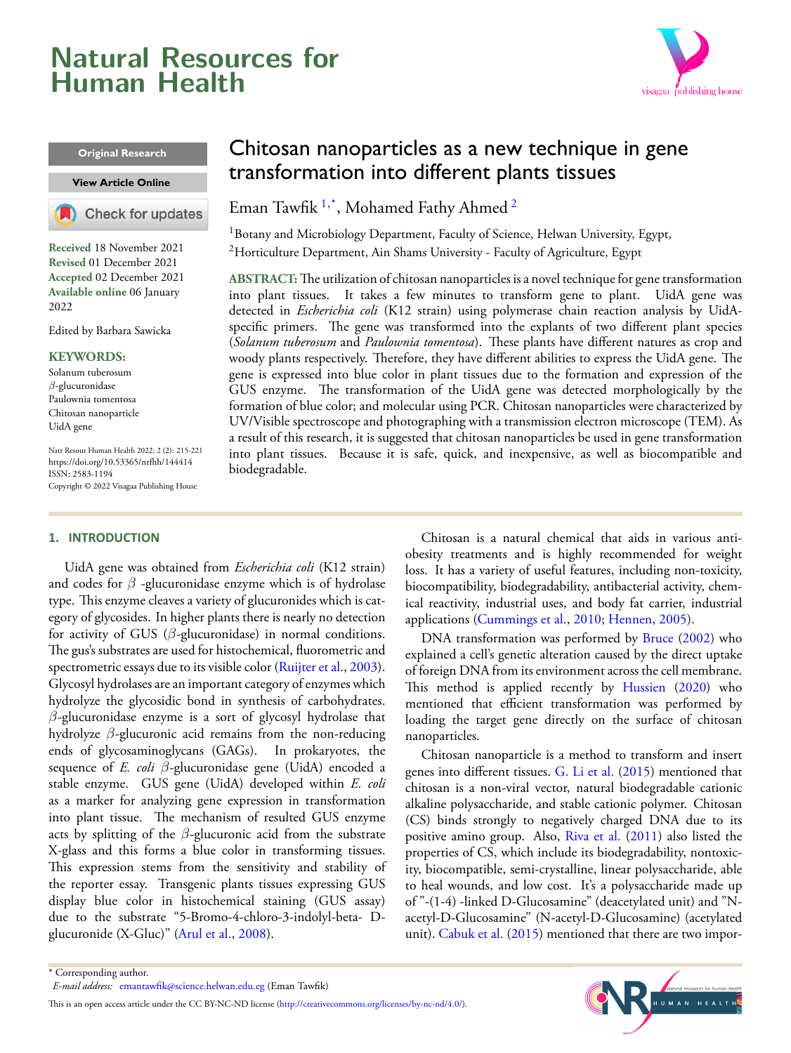# Chitosan nanoparticles as a new technique in gene transformation into different plants tissues

Eman Tawfik [1,*], Mohamed Fathy Ahmed [2]

[1]Botany and Microbiology Department, Faculty of Science, Helwan University, Egypt,
[2]Horticulture Department, Ain Shams University - Faculty of Agriculture, Egypt

Original Research

**Received** 18 November 2021
**Revised** 01 December 2021
**Accepted** 02 December 2021
**Available online** 06 January 2022

Edited by Barbara Sawicka

**KEYWORDS:**
Solanum tuberosum
$\beta$-glucuronidase
Paulownia tomentosa
Chitosan nanoparticle
UidA gene

Natr Resour Human Health 2022; 2 (2): 215-221
https://doi.org/10.53365/nrfhh/144414
ISSN: 2583-1194
Copyright © 2022 Visagaa Publishing House

**ABSTRACT:** The utilization of chitosan nanoparticles is a novel technique for gene transformation into plant tissues. It takes a few minutes to transform gene to plant. UidA gene was detected in *Escherichia coli* (K12 strain) using polymerase chain reaction analysis by UidA-specific primers. The gene was transformed into the explants of two different plant species (*Solanum tuberosum* and *Paulownia tomentosa*). These plants have different natures as crop and woody plants respectively. Therefore, they have different abilities to express the UidA gene. The gene is expressed into blue color in plant tissues due to the formation and expression of the GUS enzyme. The transformation of the UidA gene was detected morphologically by the formation of blue color; and molecular using PCR. Chitosan nanoparticles were characterized by UV/Visible spectroscope and photographing with a transmission electron microscope (TEM). As a result of this research, it is suggested that chitosan nanoparticles be used in gene transformation into plant tissues. Because it is safe, quick, and inexpensive, as well as biocompatible and biodegradable.

## 1. INTRODUCTION

UidA gene was obtained from *Escherichia coli* (K12 strain) and codes for $\beta$ -glucuronidase enzyme which is of hydrolase type. This enzyme cleaves a variety of glucuronides which is category of glycosides. In higher plants there is nearly no detection for activity of GUS ($\beta$-glucuronidase) in normal conditions. The gus's substrates are used for histochemical, fluorometric and spectrometric essays due to its visible color (Ruijter et al., 2003). Glycosyl hydrolases are an important category of enzymes which hydrolyze the glycosidic bond in synthesis of carbohydrates. $\beta$-glucuronidase enzyme is a sort of glycosyl hydrolase that hydrolyze $\beta$-glucuronic acid remains from the non-reducing ends of glycosaminoglycans (GAGs). In prokaryotes, the sequence of *E. coli* $\beta$-glucuronidase gene (UidA) encoded a stable enzyme. GUS gene (UidA) developed within *E. coli* as a marker for analyzing gene expression in transformation into plant tissue. The mechanism of resulted GUS enzyme acts by splitting of the $\beta$-glucuronic acid from the substrate X-glass and this forms a blue color in transforming tissues. This expression stems from the sensitivity and stability of the reporter essay. Transgenic plants tissues expressing GUS display blue color in histochemical staining (GUS assay) due to the substrate "5-Bromo-4-chloro-3-indolyl-beta- D-glucuronide (X-Gluc)" (Arul et al., 2008).

Chitosan is a natural chemical that aids in various anti-obesity treatments and is highly recommended for weight loss. It has a variety of useful features, including non-toxicity, biocompatibility, biodegradability, antibacterial activity, chemical reactivity, industrial uses, and body fat carrier, industrial applications (Cummings et al., 2010; Hennen, 2005).

DNA transformation was performed by Bruce (2002) who explained a cell's genetic alteration caused by the direct uptake of foreign DNA from its environment across the cell membrane. This method is applied recently by Hussien (2020) who mentioned that efficient transformation was performed by loading the target gene directly on the surface of chitosan nanoparticles.

Chitosan nanoparticle is a method to transform and insert genes into different tissues. G. Li et al. (2015) mentioned that chitosan is a non-viral vector, natural biodegradable cationic alkaline polysaccharide, and stable cationic polymer. Chitosan (CS) binds strongly to negatively charged DNA due to its positive amino group. Also, Riva et al. (2011) also listed the properties of CS, which include its biodegradability, nontoxicity, biocompatible, semi-crystalline, linear polysaccharide, able to heal wounds, and low cost. It's a polysaccharide made up of "-(1-4) -linked D-Glucosamine" (deacetylated unit) and "N-acetyl-D-Glucosamine" (N-acetyl-D-Glucosamine) (acetylated unit). Cabuk et al. (2015) mentioned that there are two impor-

* Corresponding author.
*E-mail address:* emantawfik@science.helwan.edu.eg (Eman Tawfik)

This is an open access article under the CC BY-NC-ND license (http://creativecommons.org/licenses/by-nc-nd/4.0/).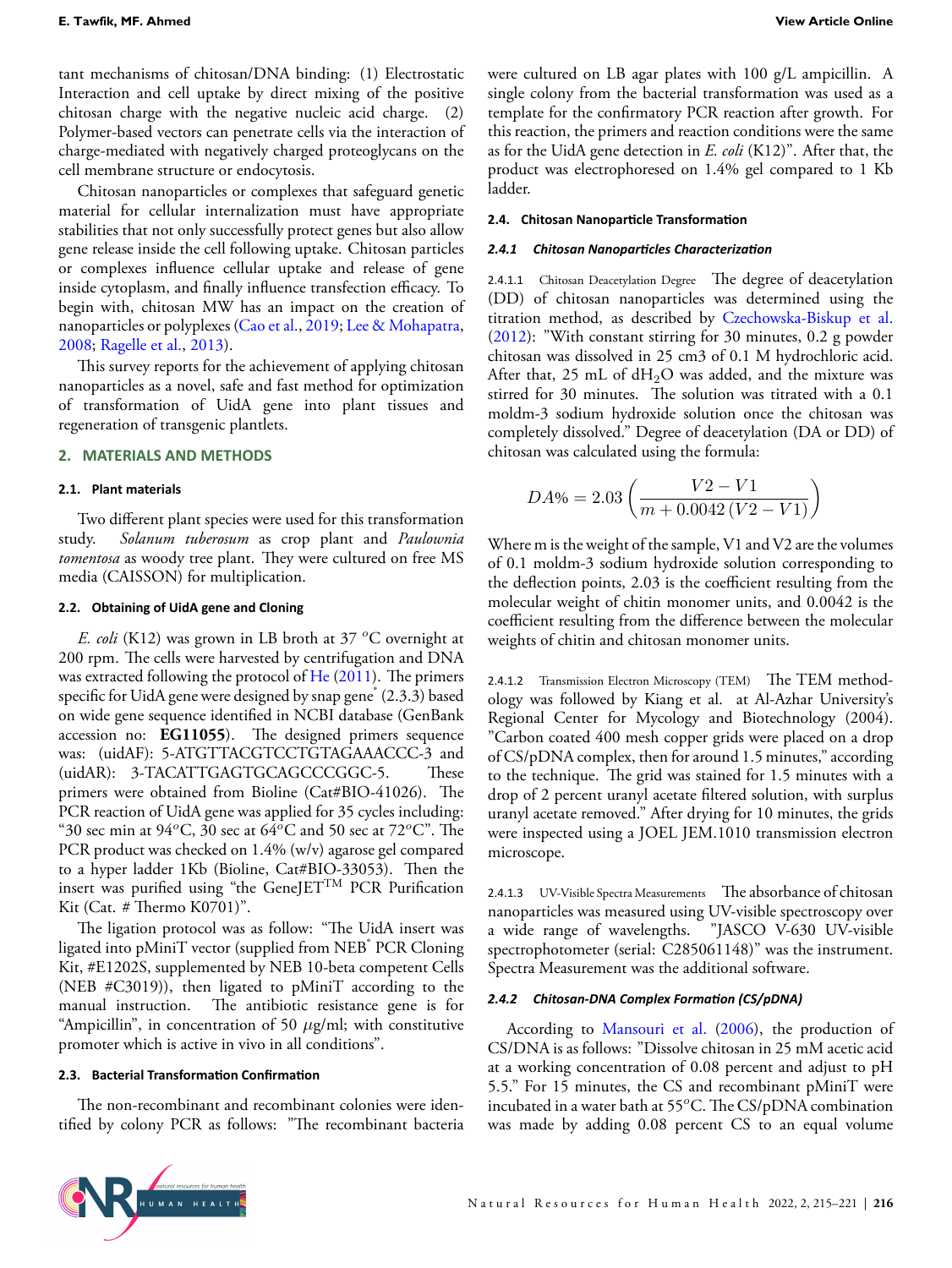tant mechanisms of chitosan/DNA binding: (1) Electrostatic Interaction and cell uptake by direct mixing of the positive chitosan charge with the negative nucleic acid charge. (2) Polymer-based vectors can penetrate cells via the interaction of charge-mediated with negatively charged proteoglycans on the cell membrane structure or endocytosis.

Chitosan nanoparticles or complexes that safeguard genetic material for cellular internalization must have appropriate stabilities that not only successfully protect genes but also allow gene release inside the cell following uptake. Chitosan particles or complexes influence cellular uptake and release of gene inside cytoplasm, and finally influence transfection efficacy. To begin with, chitosan MW has an impact on the creation of nanoparticles or polyplexes (Cao et al., 2019; Lee & Mohapatra, 2008; Ragelle et al., 2013).

This survey reports for the achievement of applying chitosan nanoparticles as a novel, safe and fast method for optimization of transformation of UidA gene into plant tissues and regeneration of transgenic plantlets.

## 2. MATERIALS AND METHODS

### 2.1. Plant materials

Two different plant species were used for this transformation study. *Solanum tuberosum* as crop plant and *Paulownia tomentosa* as woody tree plant. They were cultured on free MS media (CAISSON) for multiplication.

### 2.2. Obtaining of UidA gene and Cloning

*E. coli* (K12) was grown in LB broth at 37 $^oC$ overnight at 200 rpm. The cells were harvested by centrifugation and DNA was extracted following the protocol of He (2011). The primers specific for UidA gene were designed by snap gene® (2.3.3) based on wide gene sequence identified in NCBI database (GenBank accession no: **EG11055**). The designed primers sequence was: (uidAF): 5-ATGTTACGTCCTGTAGAAACCC-3 and (uidAR): 3-TACATTGAGTGCAGCCCGGC-5. These primers were obtained from Bioline (Cat#BIO-41026). The PCR reaction of UidA gene was applied for 35 cycles including: "30 sec min at 94$^o$C, 30 sec at 64$^o$C and 50 sec at 72$^o$C". The PCR product was checked on 1.4% (w/v) agarose gel compared to a hyper ladder 1Kb (Bioline, Cat#BIO-33053). Then the insert was purified using "the GeneJET™ PCR Purification Kit (Cat. # Thermo K0701)".

The ligation protocol was as follow: "The UidA insert was ligated into pMiniT vector (supplied from NEB® PCR Cloning Kit, #E1202S, supplemented by NEB 10-beta competent Cells (NEB #C3019)), then ligated to pMiniT according to the manual instruction. The antibiotic resistance gene is for "Ampicillin", in concentration of 50 $\mu$g/ml; with constitutive promoter which is active in vivo in all conditions".

### 2.3. Bacterial Transformation Confirmation

The non-recombinant and recombinant colonies were identified by colony PCR as follows: "The recombinant bacteria were cultured on LB agar plates with 100 g/L ampicillin. A single colony from the bacterial transformation was used as a template for the confirmatory PCR reaction after growth. For this reaction, the primers and reaction conditions were the same as for the UidA gene detection in *E. coli* (K12)". After that, the product was electrophoresed on 1.4% gel compared to 1 Kb ladder.

### 2.4. Chitosan Nanoparticle Transformation

#### 2.4.1 Chitosan Nanoparticles Characterization

2.4.1.1 Chitosan Deacetylation Degree The degree of deacetylation (DD) of chitosan nanoparticles was determined using the titration method, as described by Czechowska-Biskup et al. (2012): "With constant stirring for 30 minutes, 0.2 g powder chitosan was dissolved in 25 cm3 of 0.1 M hydrochloric acid. After that, 25 mL of $dH_2O$ was added, and the mixture was stirred for 30 minutes. The solution was titrated with a 0.1 moldm-3 sodium hydroxide solution once the chitosan was completely dissolved." Degree of deacetylation (DA or DD) of chitosan was calculated using the formula:

$$DA\% = 2.03\left(\frac{V2 - V1}{m + 0.0042\,(V2 - V1)}\right)$$

Where m is the weight of the sample, V1 and V2 are the volumes of 0.1 moldm-3 sodium hydroxide solution corresponding to the deflection points, 2.03 is the coefficient resulting from the molecular weight of chitin monomer units, and 0.0042 is the coefficient resulting from the difference between the molecular weights of chitin and chitosan monomer units.

2.4.1.2 Transmission Electron Microscopy (TEM) The TEM methodology was followed by Kiang et al. at Al-Azhar University's Regional Center for Mycology and Biotechnology (2004). "Carbon coated 400 mesh copper grids were placed on a drop of CS/pDNA complex, then for around 1.5 minutes," according to the technique. The grid was stained for 1.5 minutes with a drop of 2 percent uranyl acetate filtered solution, with surplus uranyl acetate removed." After drying for 10 minutes, the grids were inspected using a JOEL JEM.1010 transmission electron microscope.

2.4.1.3 UV-Visible Spectra Measurements The absorbance of chitosan nanoparticles was measured using UV-visible spectroscopy over a wide range of wavelengths. "JASCO V-630 UV-visible spectrophotometer (serial: C285061148)" was the instrument. Spectra Measurement was the additional software.

#### 2.4.2 Chitosan-DNA Complex Formation (CS/pDNA)

According to Mansouri et al. (2006), the production of CS/DNA is as follows: "Dissolve chitosan in 25 mM acetic acid at a working concentration of 0.08 percent and adjust to pH 5.5." For 15 minutes, the CS and recombinant pMiniT were incubated in a water bath at 55°C. The CS/pDNA combination was made by adding 0.08 percent CS to an equal volume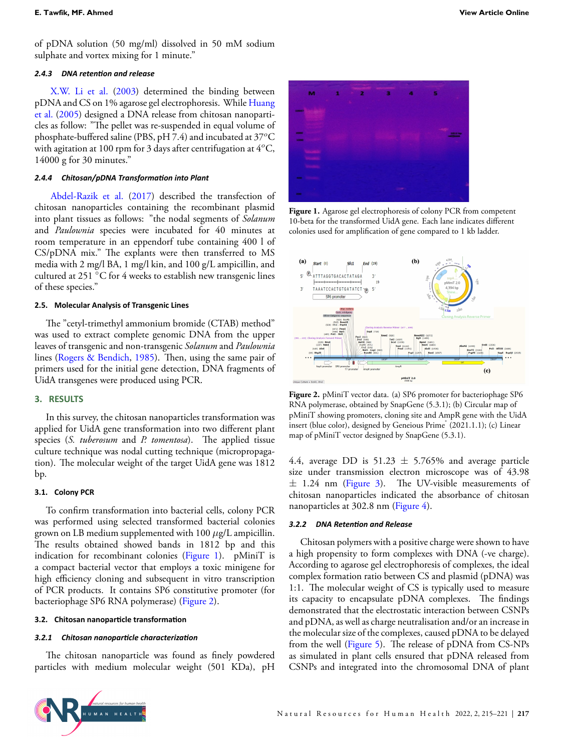of pDNA solution (50 mg/ml) dissolved in 50 mM sodium sulphate and vortex mixing for 1 minute."

#### 2.4.3 DNA retention and release

X.W. Li et al. (2003) determined the binding between pDNA and CS on 1% agarose gel electrophoresis. While Huang et al. (2005) designed a DNA release from chitosan nanoparticles as follow: "The pellet was re-suspended in equal volume of phosphate-buffered saline (PBS, pH 7.4) and incubated at 37°C with agitation at 100 rpm for 3 days after centrifugation at 4°C, 14000 g for 30 minutes."

#### 2.4.4 Chitosan/pDNA Transformation into Plant

Abdel-Razik et al. (2017) described the transfection of chitosan nanoparticles containing the recombinant plasmid into plant tissues as follows: "the nodal segments of *Solanum* and *Paulownia* species were incubated for 40 minutes at room temperature in an eppendorf tube containing 400 l of CS/pDNA mix." The explants were then transferred to MS media with 2 mg/l BA, 1 mg/l kin, and 100 g/L ampicillin, and cultured at 251 °C for 4 weeks to establish new transgenic lines of these species."

### 2.5. Molecular Analysis of Transgenic Lines

The "cetyl-trimethyl ammonium bromide (CTAB) method" was used to extract complete genomic DNA from the upper leaves of transgenic and non-transgenic *Solanum* and *Paulownia* lines (Rogers & Bendich, 1985). Then, using the same pair of primers used for the initial gene detection, DNA fragments of UidA transgenes were produced using PCR.

## 3. RESULTS

In this survey, the chitosan nanoparticles transformation was applied for UidA gene transformation into two different plant species (*S. tuberosum* and *P. tomentosa*). The applied tissue culture technique was nodal cutting technique (micropropagation). The molecular weight of the target UidA gene was 1812 bp.

### 3.1. Colony PCR

To confirm transformation into bacterial cells, colony PCR was performed using selected transformed bacterial colonies grown on LB medium supplemented with 100 $\mu$g/L ampicillin. The results obtained showed bands in 1812 bp and this indication for recombinant colonies (Figure 1). pMiniT is a compact bacterial vector that employs a toxic minigene for high efficiency cloning and subsequent in vitro transcription of PCR products. It contains SP6 constitutive promoter (for bacteriophage SP6 RNA polymerase) (Figure 2).

Figure 1. Agarose gel electrophoresis of colony PCR from competent 10-beta for the transformed UidA gene. Each lane indicates different colonies used for amplification of gene compared to 1 kb ladder.

Figure 2. pMiniT vector data. (a) SP6 promoter for bacteriophage SP6 RNA polymerase, obtained by SnapGene (5.3.1); (b) Circular map of pMiniT showing promoters, cloning site and AmpR gene with the UidA insert (blue color), designed by Geneious Prime® (2021.1.1); (c) Linear map of pMiniT vector designed by SnapGene (5.3.1).

### 3.2. Chitosan nanoparticle transformation

#### 3.2.1 Chitosan nanoparticle characterization

The chitosan nanoparticle was found as finely powdered particles with medium molecular weight (501 KDa), pH 4.4, average DD is 51.23 ± 5.765% and average particle size under transmission electron microscope was of 43.98 ± 1.24 nm (Figure 3). The UV-visible measurements of chitosan nanoparticles indicated the absorbance of chitosan nanoparticles at 302.8 nm (Figure 4).

#### 3.2.2 DNA Retention and Release

Chitosan polymers with a positive charge were shown to have a high propensity to form complexes with DNA (-ve charge). According to agarose gel electrophoresis of complexes, the ideal complex formation ratio between CS and plasmid (pDNA) was 1:1. The molecular weight of CS is typically used to measure its capacity to encapsulate pDNA complexes. The findings demonstrated that the electrostatic interaction between CSNPs and pDNA, as well as charge neutralisation and/or an increase in the molecular size of the complexes, caused pDNA to be delayed from the well (Figure 5). The release of pDNA from CS-NPs as simulated in plant cells ensured that pDNA released from CSNPs and integrated into the chromosomal DNA of plant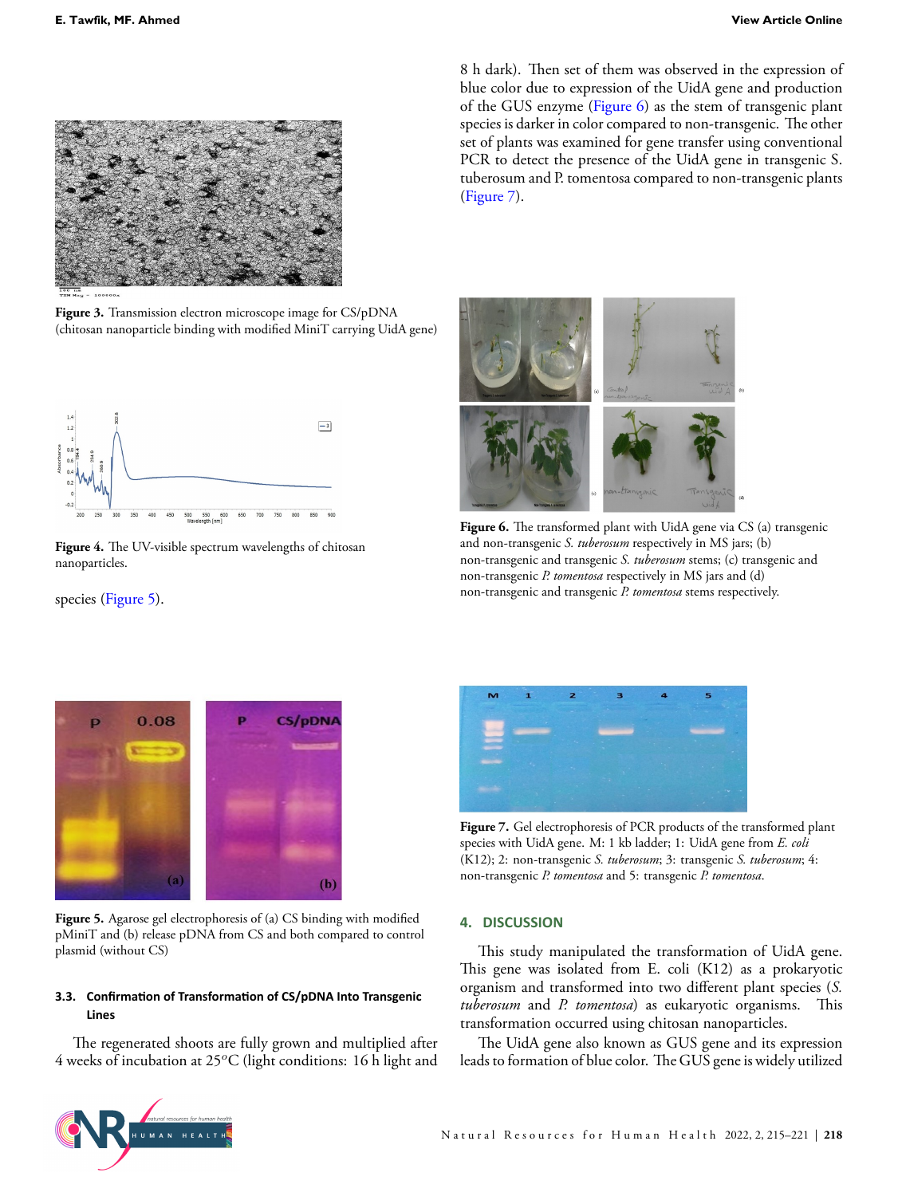8 h dark). Then set of them was observed in the expression of blue color due to expression of the UidA gene and production of the GUS enzyme (Figure 6) as the stem of transgenic plant species is darker in color compared to non-transgenic. The other set of plants was examined for gene transfer using conventional PCR to detect the presence of the UidA gene in transgenic S. tuberosum and P. tomentosa compared to non-transgenic plants (Figure 7).

**Figure 3.** Transmission electron microscope image for CS/pDNA (chitosan nanoparticle binding with modified MiniT carrying UidA gene)

**Figure 4.** The UV-visible spectrum wavelengths of chitosan nanoparticles.

species (Figure 5).

**Figure 6.** The transformed plant with UidA gene via CS (a) transgenic and non-transgenic *S. tuberosum* respectively in MS jars; (b) non-transgenic and transgenic *S. tuberosum* stems; (c) transgenic and non-transgenic *P. tomentosa* respectively in MS jars and (d) non-transgenic and transgenic *P. tomentosa* stems respectively.

**Figure 5.** Agarose gel electrophoresis of (a) CS binding with modified pMiniT and (b) release pDNA from CS and both compared to control plasmid (without CS)

**Figure 7.** Gel electrophoresis of PCR products of the transformed plant species with UidA gene. M: 1 kb ladder; 1: UidA gene from *E. coli* (K12); 2: non-transgenic *S. tuberosum*; 3: transgenic *S. tuberosum*; 4: non-transgenic *P. tomentosa* and 5: transgenic *P. tomentosa*.

### 3.3. Confirmation of Transformation of CS/pDNA Into Transgenic Lines

The regenerated shoots are fully grown and multiplied after 4 weeks of incubation at 25$^{o}$C (light conditions: 16 h light and 8 h dark).

## 4. DISCUSSION

This study manipulated the transformation of UidA gene. This gene was isolated from E. coli (K12) as a prokaryotic organism and transformed into two different plant species (*S. tuberosum* and *P. tomentosa*) as eukaryotic organisms. This transformation occurred using chitosan nanoparticles.

The UidA gene also known as GUS gene and its expression leads to formation of blue color. The GUS gene is widely utilized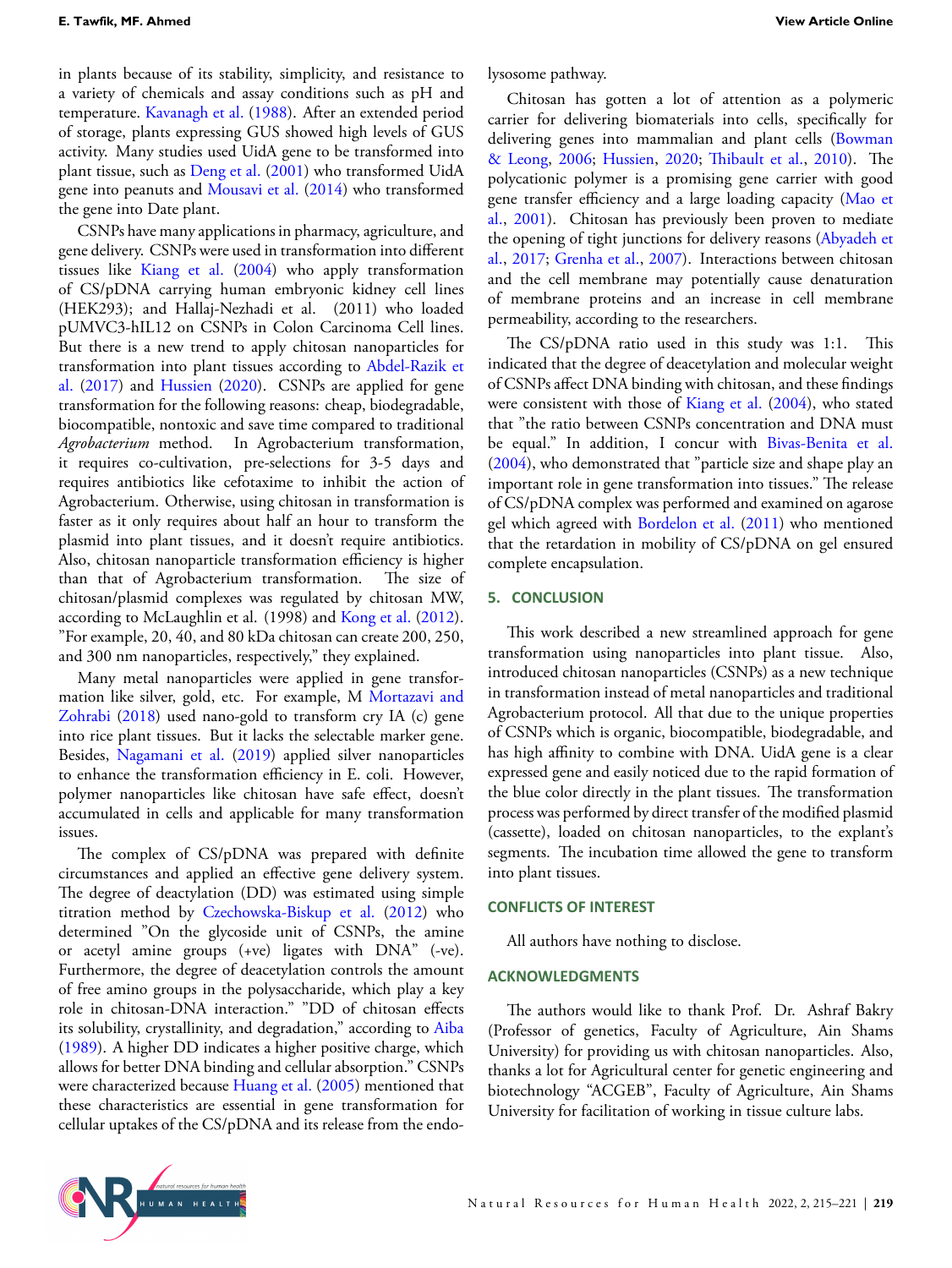in plants because of its stability, simplicity, and resistance to a variety of chemicals and assay conditions such as pH and temperature. Kavanagh et al. (1988). After an extended period of storage, plants expressing GUS showed high levels of GUS activity. Many studies used UidA gene to be transformed into plant tissue, such as Deng et al. (2001) who transformed UidA gene into peanuts and Mousavi et al. (2014) who transformed the gene into Date plant.

CSNPs have many applications in pharmacy, agriculture, and gene delivery. CSNPs were used in transformation into different tissues like Kiang et al. (2004) who apply transformation of CS/pDNA carrying human embryonic kidney cell lines (HEK293); and Hallaj-Nezhadi et al. (2011) who loaded pUMVC3-hIL12 on CSNPs in Colon Carcinoma Cell lines. But there is a new trend to apply chitosan nanoparticles for transformation into plant tissues according to Abdel-Razik et al. (2017) and Hussien (2020). CSNPs are applied for gene transformation for the following reasons: cheap, biodegradable, biocompatible, nontoxic and save time compared to traditional *Agrobacterium* method. In Agrobacterium transformation, it requires co-cultivation, pre-selections for 3-5 days and requires antibiotics like cefotaxime to inhibit the action of Agrobacterium. Otherwise, using chitosan in transformation is faster as it only requires about half an hour to transform the plasmid into plant tissues, and it doesn't require antibiotics. Also, chitosan nanoparticle transformation efficiency is higher than that of Agrobacterium transformation. The size of chitosan/plasmid complexes was regulated by chitosan MW, according to McLaughlin et al. (1998) and Kong et al. (2012). "For example, 20, 40, and 80 kDa chitosan can create 200, 250, and 300 nm nanoparticles, respectively," they explained.

Many metal nanoparticles were applied in gene transformation like silver, gold, etc. For example, M Mortazavi and Zohrabi (2018) used nano-gold to transform cry IA (c) gene into rice plant tissues. But it lacks the selectable marker gene. Besides, Nagamani et al. (2019) applied silver nanoparticles to enhance the transformation efficiency in E. coli. However, polymer nanoparticles like chitosan have safe effect, doesn't accumulated in cells and applicable for many transformation issues.

The complex of CS/pDNA was prepared with definite circumstances and applied an effective gene delivery system. The degree of deactylation (DD) was estimated using simple titration method by Czechowska-Biskup et al. (2012) who determined "On the glycoside unit of CSNPs, the amine or acetyl amine groups (+ve) ligates with DNA" (-ve). Furthermore, the degree of deacetylation controls the amount of free amino groups in the polysaccharide, which play a key role in chitosan-DNA interaction." "DD of chitosan effects its solubility, crystallinity, and degradation," according to Aiba (1989). A higher DD indicates a higher positive charge, which allows for better DNA binding and cellular absorption." CSNPs were characterized because Huang et al. (2005) mentioned that these characteristics are essential in gene transformation for cellular uptakes of the CS/pDNA and its release from the endo-lysosome pathway.

Chitosan has gotten a lot of attention as a polymeric carrier for delivering biomaterials into cells, specifically for delivering genes into mammalian and plant cells (Bowman & Leong, 2006; Hussien, 2020; Thibault et al., 2010). The polycationic polymer is a promising gene carrier with good gene transfer efficiency and a large loading capacity (Mao et al., 2001). Chitosan has previously been proven to mediate the opening of tight junctions for delivery reasons (Abyadeh et al., 2017; Grenha et al., 2007). Interactions between chitosan and the cell membrane may potentially cause denaturation of membrane proteins and an increase in cell membrane permeability, according to the researchers.

The CS/pDNA ratio used in this study was 1:1. This indicated that the degree of deacetylation and molecular weight of CSNPs affect DNA binding with chitosan, and these findings were consistent with those of Kiang et al. (2004), who stated that "the ratio between CSNPs concentration and DNA must be equal." In addition, I concur with Bivas-Benita et al. (2004), who demonstrated that "particle size and shape play an important role in gene transformation into tissues." The release of CS/pDNA complex was performed and examined on agarose gel which agreed with Bordelon et al. (2011) who mentioned that the retardation in mobility of CS/pDNA on gel ensured complete encapsulation.

## 5. CONCLUSION

This work described a new streamlined approach for gene transformation using nanoparticles into plant tissue. Also, introduced chitosan nanoparticles (CSNPs) as a new technique in transformation instead of metal nanoparticles and traditional Agrobacterium protocol. All that due to the unique properties of CSNPs which is organic, biocompatible, biodegradable, and has high affinity to combine with DNA. UidA gene is a clear expressed gene and easily noticed due to the rapid formation of the blue color directly in the plant tissues. The transformation process was performed by direct transfer of the modified plasmid (cassette), loaded on chitosan nanoparticles, to the explant's segments. The incubation time allowed the gene to transform into plant tissues.

## CONFLICTS OF INTEREST

All authors have nothing to disclose.

## ACKNOWLEDGMENTS

The authors would like to thank Prof. Dr. Ashraf Bakry (Professor of genetics, Faculty of Agriculture, Ain Shams University) for providing us with chitosan nanoparticles. Also, thanks a lot for Agricultural center for genetic engineering and biotechnology "ACGEB", Faculty of Agriculture, Ain Shams University for facilitation of working in tissue culture labs.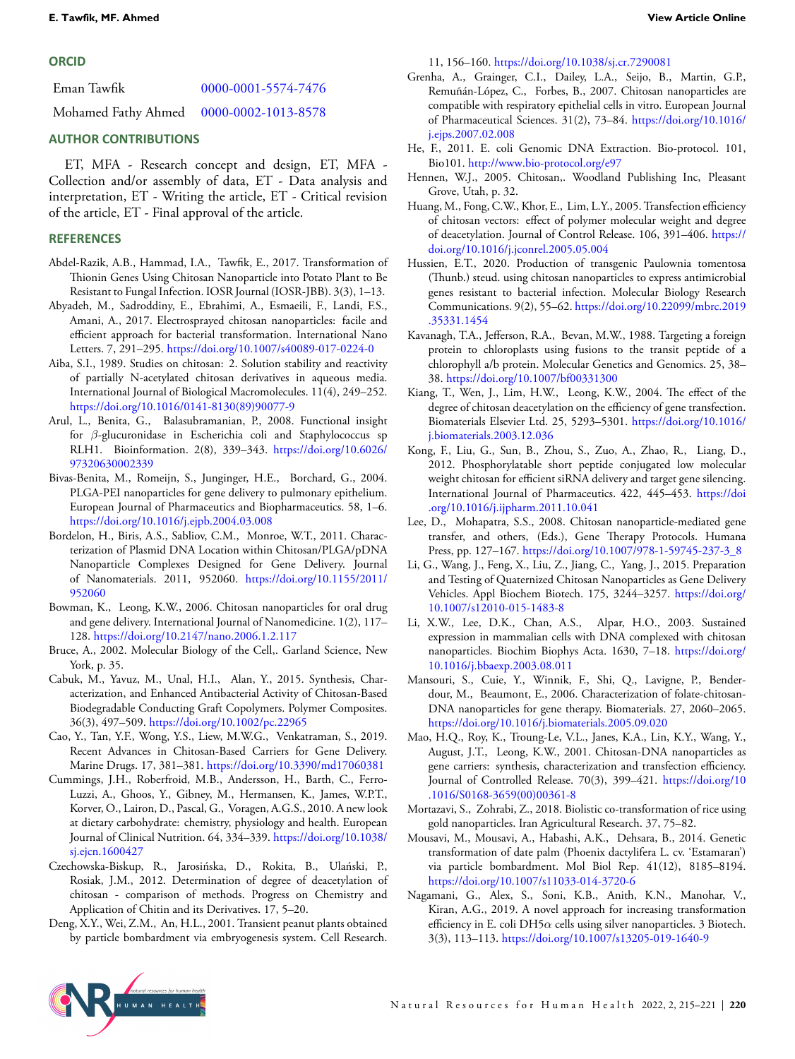## ORCID

| | |
|---|---|
| Eman Tawfik | 0000-0001-5574-7476 |
| Mohamed Fathy Ahmed | 0000-0002-1013-8578 |

## AUTHOR CONTRIBUTIONS

ET, MFA - Research concept and design, ET, MFA - Collection and/or assembly of data, ET - Data analysis and interpretation, ET - Writing the article, ET - Critical revision of the article, ET - Final approval of the article.

## REFERENCES

Abdel-Razik, A.B., Hammad, I.A., Tawfik, E., 2017. Transformation of Thionin Genes Using Chitosan Nanoparticle into Potato Plant to Be Resistant to Fungal Infection. IOSR Journal (IOSR-JBB). 3(3), 1–13.

Abyadeh, M., Sadroddiny, E., Ebrahimi, A., Esmaeili, F., Landi, F.S., Amani, A., 2017. Electrosprayed chitosan nanoparticles: facile and efficient approach for bacterial transformation. International Nano Letters. 7, 291–295. https://doi.org/10.1007/s40089-017-0224-0

Aiba, S.I., 1989. Studies on chitosan: 2. Solution stability and reactivity of partially N-acetylated chitosan derivatives in aqueous media. International Journal of Biological Macromolecules. 11(4), 249–252. https://doi.org/10.1016/0141-8130(89)90077-9

Arul, L., Benita, G., Balasubramanian, P., 2008. Functional insight for $\beta$-glucuronidase in Escherichia coli and Staphylococcus sp RLH1. Bioinformation. 2(8), 339–343. https://doi.org/10.6026/97320630002339

Bivas-Benita, M., Romeijn, S., Junginger, H.E., Borchard, G., 2004. PLGA-PEI nanoparticles for gene delivery to pulmonary epithelium. European Journal of Pharmaceutics and Biopharmaceutics. 58, 1–6. https://doi.org/10.1016/j.ejpb.2004.03.008

Bordelon, H., Biris, A.S., Sabliov, C.M., Monroe, W.T., 2011. Characterization of Plasmid DNA Location within Chitosan/PLGA/pDNA Nanoparticle Complexes Designed for Gene Delivery. Journal of Nanomaterials. 2011, 952060. https://doi.org/10.1155/2011/952060

Bowman, K., Leong, K.W., 2006. Chitosan nanoparticles for oral drug and gene delivery. International Journal of Nanomedicine. 1(2), 117–128. https://doi.org/10.2147/nano.2006.1.2.117

Bruce, A., 2002. Molecular Biology of the Cell,. Garland Science, New York, p. 35.

Cabuk, M., Yavuz, M., Unal, H.I., Alan, Y., 2015. Synthesis, Characterization, and Enhanced Antibacterial Activity of Chitosan-Based Biodegradable Conducting Graft Copolymers. Polymer Composites. 36(3), 497–509. https://doi.org/10.1002/pc.22965

Cao, Y., Tan, Y.F., Wong, Y.S., Liew, M.W.G., Venkatraman, S., 2019. Recent Advances in Chitosan-Based Carriers for Gene Delivery. Marine Drugs. 17, 381–381. https://doi.org/10.3390/md17060381

Cummings, J.H., Roberfroid, M.B., Andersson, H., Barth, C., Ferro-Luzzi, A., Ghoos, Y., Gibney, M., Hermansen, K., James, W.P.T., Korver, O., Lairon, D., Pascal, G., Voragen, A.G.S., 2010. A new look at dietary carbohydrate: chemistry, physiology and health. European Journal of Clinical Nutrition. 64, 334–339. https://doi.org/10.1038/sj.ejcn.1600427

Czechowska-Biskup, R., Jarosińska, D., Rokita, B., Ulański, P., Rosiak, J.M., 2012. Determination of degree of deacetylation of chitosan - comparison of methods. Progress on Chemistry and Application of Chitin and its Derivatives. 17, 5–20.

Deng, X.Y., Wei, Z.M., An, H.L., 2001. Transient peanut plants obtained by particle bombardment via embryogenesis system. Cell Research. 11, 156–160. https://doi.org/10.1038/sj.cr.7290081

Grenha, A., Grainger, C.I., Dailey, L.A., Seijo, B., Martin, G.P., Remuñán-López, C., Forbes, B., 2007. Chitosan nanoparticles are compatible with respiratory epithelial cells in vitro. European Journal of Pharmaceutical Sciences. 31(2), 73–84. https://doi.org/10.1016/j.ejps.2007.02.008

He, F., 2011. E. coli Genomic DNA Extraction. Bio-protocol. 101, Bio101. http://www.bio-protocol.org/e97

Hennen, W.J., 2005. Chitosan,. Woodland Publishing Inc, Pleasant Grove, Utah, p. 32.

Huang, M., Fong, C.W., Khor, E., Lim, L.Y., 2005. Transfection efficiency of chitosan vectors: effect of polymer molecular weight and degree of deacetylation. Journal of Control Release. 106, 391–406. https://doi.org/10.1016/j.jconrel.2005.05.004

Hussien, E.T., 2020. Production of transgenic Paulownia tomentosa (Thunb.) steud. using chitosan nanoparticles to express antimicrobial genes resistant to bacterial infection. Molecular Biology Research Communications. 9(2), 55–62. https://doi.org/10.22099/mbrc.2019.35331.1454

Kavanagh, T.A., Jefferson, R.A., Bevan, M.W., 1988. Targeting a foreign protein to chloroplasts using fusions to the transit peptide of a chlorophyll a/b protein. Molecular Genetics and Genomics. 25, 38–38. https://doi.org/10.1007/bf00331300

Kiang, T., Wen, J., Lim, H.W., Leong, K.W., 2004. The effect of the degree of chitosan deacetylation on the efficiency of gene transfection. Biomaterials Elsevier Ltd. 25, 5293–5301. https://doi.org/10.1016/j.biomaterials.2003.12.036

Kong, F., Liu, G., Sun, B., Zhou, S., Zuo, A., Zhao, R., Liang, D., 2012. Phosphorylatable short peptide conjugated low molecular weight chitosan for efficient siRNA delivery and target gene silencing. International Journal of Pharmaceutics. 422, 445–453. https://doi.org/10.1016/j.ijpharm.2011.10.041

Lee, D., Mohapatra, S.S., 2008. Chitosan nanoparticle-mediated gene transfer, and others, (Eds.), Gene Therapy Protocols. Humana Press, pp. 127–167. https://doi.org/10.1007/978-1-59745-237-3_8

Li, G., Wang, J., Feng, X., Liu, Z., Jiang, C., Yang, J., 2015. Preparation and Testing of Quaternized Chitosan Nanoparticles as Gene Delivery Vehicles. Appl Biochem Biotech. 175, 3244–3257. https://doi.org/10.1007/s12010-015-1483-8

Li, X.W., Lee, D.K., Chan, A.S., Alpar, H.O., 2003. Sustained expression in mammalian cells with DNA complexed with chitosan nanoparticles. Biochim Biophys Acta. 1630, 7–18. https://doi.org/10.1016/j.bbaexp.2003.08.011

Mansouri, S., Cuie, Y., Winnik, F., Shi, Q., Lavigne, P., Benderdour, M., Beaumont, E., 2006. Characterization of folate-chitosan-DNA nanoparticles for gene therapy. Biomaterials. 27, 2060–2065. https://doi.org/10.1016/j.biomaterials.2005.09.020

Mao, H.Q., Roy, K., Troung-Le, V.L., Janes, K.A., Lin, K.Y., Wang, Y., August, J.T., Leong, K.W., 2001. Chitosan-DNA nanoparticles as gene carriers: synthesis, characterization and transfection efficiency. Journal of Controlled Release. 70(3), 399–421. https://doi.org/10.1016/S0168-3659(00)00361-8

Mortazavi, S., Zohrabi, Z., 2018. Biolistic co-transformation of rice using gold nanoparticles. Iran Agricultural Research. 37, 75–82.

Mousavi, M., Mousavi, A., Habashi, A.K., Dehsara, B., 2014. Genetic transformation of date palm (Phoenix dactylifera L. cv. 'Estamaran') via particle bombardment. Mol Biol Rep. 41(12), 8185–8194. https://doi.org/10.1007/s11033-014-3720-6

Nagamani, G., Alex, S., Soni, K.B., Anith, K.N., Manohar, V., Kiran, A.G., 2019. A novel approach for increasing transformation efficiency in E. coli DH5$\alpha$ cells using silver nanoparticles. 3 Biotech. 3(3), 113–113. https://doi.org/10.1007/s13205-019-1640-9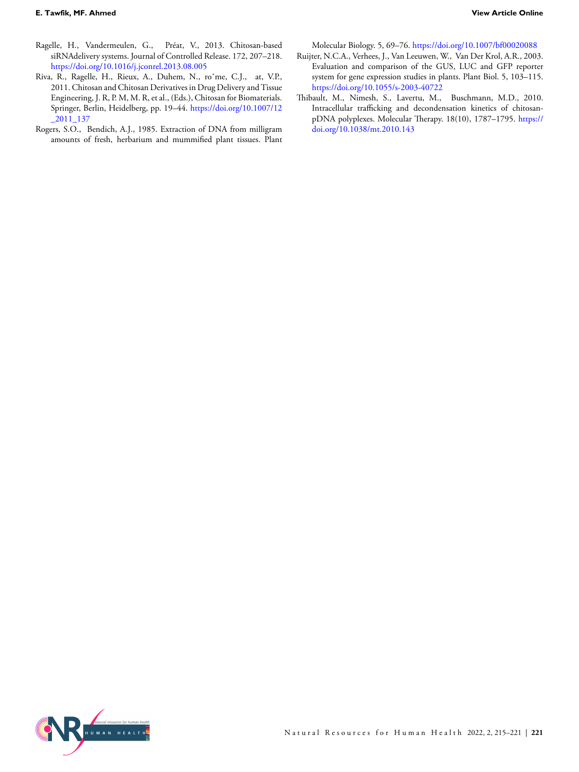Ragelle, H., Vandermeulen, G., Préat, V., 2013. Chitosan-based siRNAdelivery systems. Journal of Controlled Release. 172, 207–218. https://doi.org/10.1016/j.jconrel.2013.08.005

Riva, R., Ragelle, H., Rieux, A., Duhem, N., roˆme, C.J., at, V.P., 2011. Chitosan and Chitosan Derivatives in Drug Delivery and Tissue Engineering, J. R, P. M, M. R, et al., (Eds.), Chitosan for Biomaterials. Springer, Berlin, Heidelberg, pp. 19–44. https://doi.org/10.1007/12_2011_137

Rogers, S.O., Bendich, A.J., 1985. Extraction of DNA from milligram amounts of fresh, herbarium and mummified plant tissues. Plant Molecular Biology. 5, 69–76. https://doi.org/10.1007/bf00020088

Ruijter, N.C.A., Verhees, J., Van Leeuwen, W., Van Der Krol, A.R., 2003. Evaluation and comparison of the GUS, LUC and GFP reporter system for gene expression studies in plants. Plant Biol. 5, 103–115. https://doi.org/10.1055/s-2003-40722

Thibault, M., Nimesh, S., Lavertu, M., Buschmann, M.D., 2010. Intracellular trafficking and decondensation kinetics of chitosan-pDNA polyplexes. Molecular Therapy. 18(10), 1787–1795. https://doi.org/10.1038/mt.2010.143